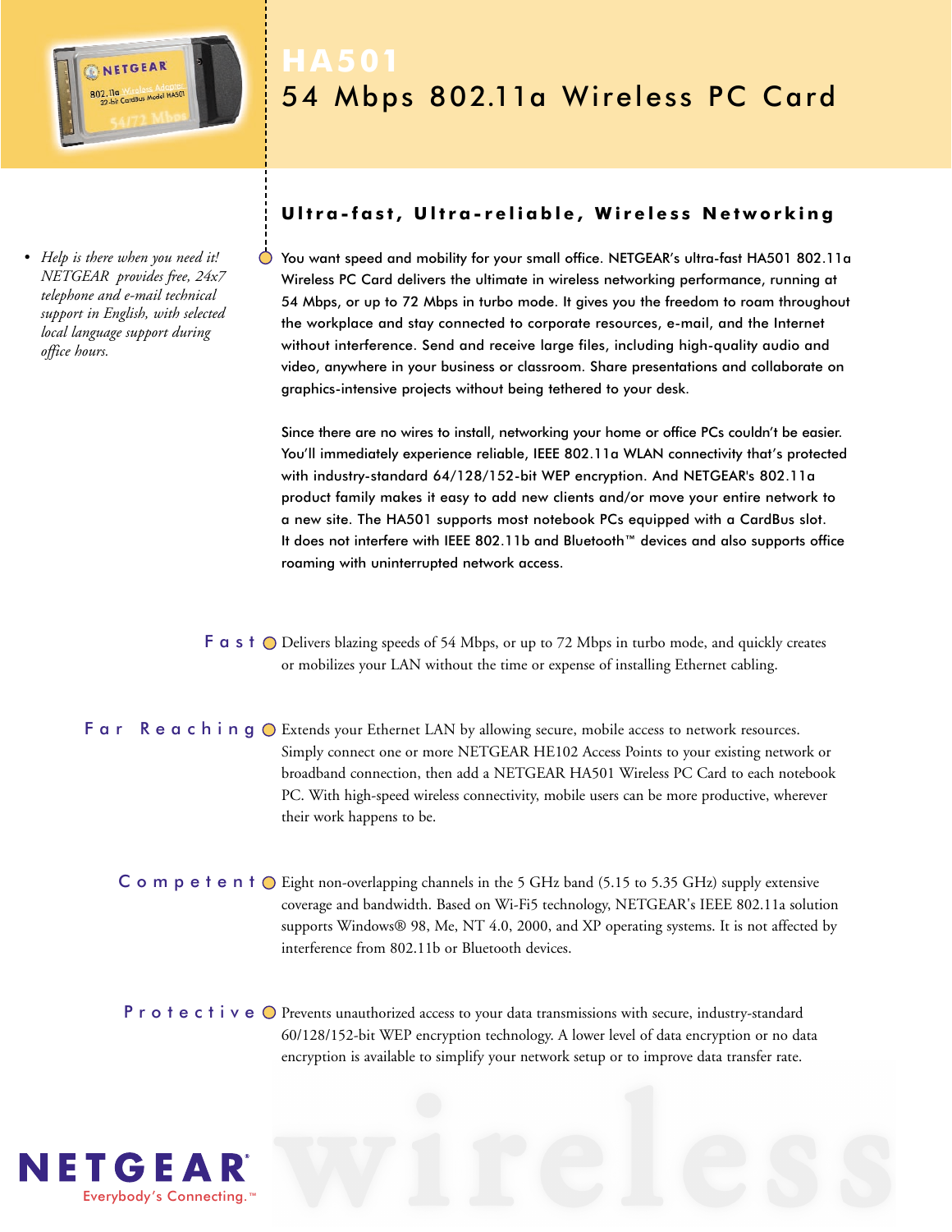# HA501

## 54 Mbps 802.11a Wireless PC Card

*Help is there when you need it! NETGEAR provides free, 24x7 telephone and e-mail technical support in English, with selected local language support during office hours.*

### Ultra-fast, Ultra-reliable, Wireless Networking

You want speed and mobility for your small office. NETGEAR's ultra-fast HA501 802.11a Wireless PC Card delivers the ultimate in wireless networking performance, running at 54 Mbps, or up to 72 Mbps in turbo mode. It gives you the freedom to roam throughout the workplace and stay connected to corporate resources, e-mail, and the Internet without interference. Send and receive large files, including high-quality audio and video, anywhere in your business or classroom. Share presentations and collaborate on graphics-intensive projects without being tethered to your desk.

Since there are no wires to install, networking your home or office PCs couldn't be easier. You'll immediately experience reliable, IEEE 802.11a WLAN connectivity that's protected with industry-standard 64/128/152-bit WEP encryption. And NETGEAR's 802.11a product family makes it easy to add new clients and/or move your entire network to a new site. The HA501 supports most notebook PCs equipped with a CardBus slot. It does not interfere with IEEE 802.11b and Bluetooth™ devices and also supports office roaming with uninterrupted network access.

**Fast** — Delivers blazing speeds of 54 Mbps, or up to 72 Mbps in turbo mode, and quickly creates or mobilizes your LAN without the time or expense of installing Ethernet cabling.

**Far Reaching** — Extends your Ethernet LAN by allowing secure, mobile access to network resources. Simply connect one or more NETGEAR HE102 Access Points to your existing network or broadband connection, then add a NETGEAR HA501 Wireless PC Card to each notebook PC. With high-speed wireless connectivity, mobile users can be more productive, wherever their work happens to be.

**Competent** — Eight non-overlapping channels in the 5 GHz band (5.15 to 5.35 GHz) supply extensive coverage and bandwidth. Based on Wi-Fi5 technology, NETGEAR's IEEE 802.11a solution supports Windows® 98, Me, NT 4.0, 2000, and XP operating systems. It is not affected by interference from 802.11b or Bluetooth devices.

**Protective** — Prevents unauthorized access to your data transmissions with secure, industry-standard 60/128/152-bit WEP encryption technology. A lower level of data encryption or no data encryption is available to simplify your network setup or to improve data transfer rate.

NETGEAR
Everybody's Connecting.™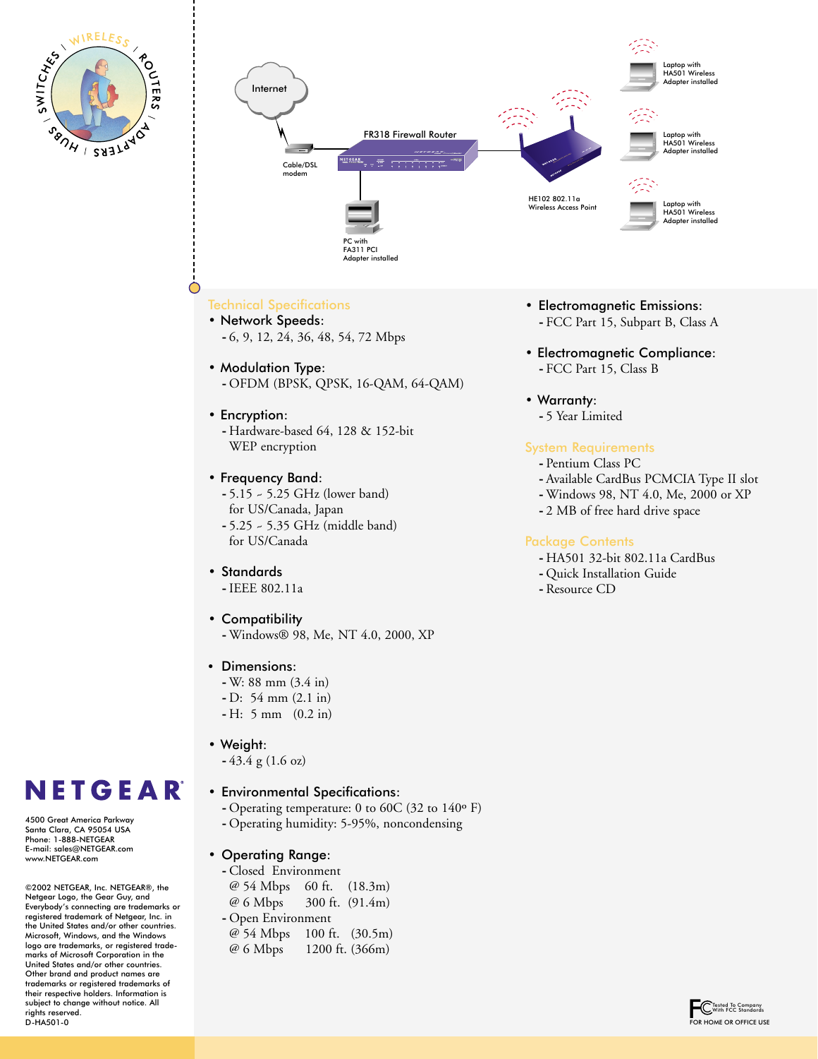Internet

Cable/DSL modem

FR318 Firewall Router

PC with FA311 PCI Adapter installed

HE102 802.11a Wireless Access Point

Laptop with HA501 Wireless Adapter installed

Laptop with HA501 Wireless Adapter installed

Laptop with HA501 Wireless Adapter installed

## Technical Specifications

- **Network Speeds:**
  - 6, 9, 12, 24, 36, 48, 54, 72 Mbps
- **Modulation Type:**
  - OFDM (BPSK, QPSK, 16-QAM, 64-QAM)
- **Encryption:**
  - Hardware-based 64, 128 & 152-bit WEP encryption
- **Frequency Band:**
  - 5.15 ~ 5.25 GHz (lower band) for US/Canada, Japan
  - 5.25 ~ 5.35 GHz (middle band) for US/Canada
- **Standards**
  - IEEE 802.11a
- **Compatibility**
  - Windows® 98, Me, NT 4.0, 2000, XP
- **Dimensions:**
  - W: 88 mm (3.4 in)
  - D: 54 mm (2.1 in)
  - H: 5 mm (0.2 in)
- **Weight:**
  - 43.4 g (1.6 oz)
- **Environmental Specifications:**
  - Operating temperature: 0 to 60C (32 to 140º F)
  - Operating humidity: 5-95%, noncondensing
- **Operating Range:**
  - Closed Environment
    - @ 54 Mbps 60 ft. (18.3m)
    - @ 6 Mbps 300 ft. (91.4m)
  - Open Environment
    - @ 54 Mbps 100 ft. (30.5m)
    - @ 6 Mbps 1200 ft. (366m)
- **Electromagnetic Emissions:**
  - FCC Part 15, Subpart B, Class A
- **Electromagnetic Compliance:**
  - FCC Part 15, Class B
- **Warranty:**
  - 5 Year Limited

## System Requirements

- Pentium Class PC
- Available CardBus PCMCIA Type II slot
- Windows 98, NT 4.0, Me, 2000 or XP
- 2 MB of free hard drive space

## Package Contents

- HA501 32-bit 802.11a CardBus
- Quick Installation Guide
- Resource CD

**NETGEAR**

4500 Great America Parkway
Santa Clara, CA 95054 USA
Phone: 1-888-NETGEAR
E-mail: sales@NETGEAR.com
www.NETGEAR.com

©2002 NETGEAR, Inc. NETGEAR®, the Netgear Logo, the Gear Guy, and Everybody's connecting are trademarks or registered trademarks of Netgear, Inc. in the United States and/or other countries. Microsoft, Windows, and the Windows logo are trademarks, or registered trademarks of Microsoft Corporation in the United States and/or other countries. Other brand and product names are trademarks or registered trademarks of their respective holders. Information is subject to change without notice. All rights reserved.
D-HA501-0

Tested To Comply With FCC Standards
FOR HOME OR OFFICE USE